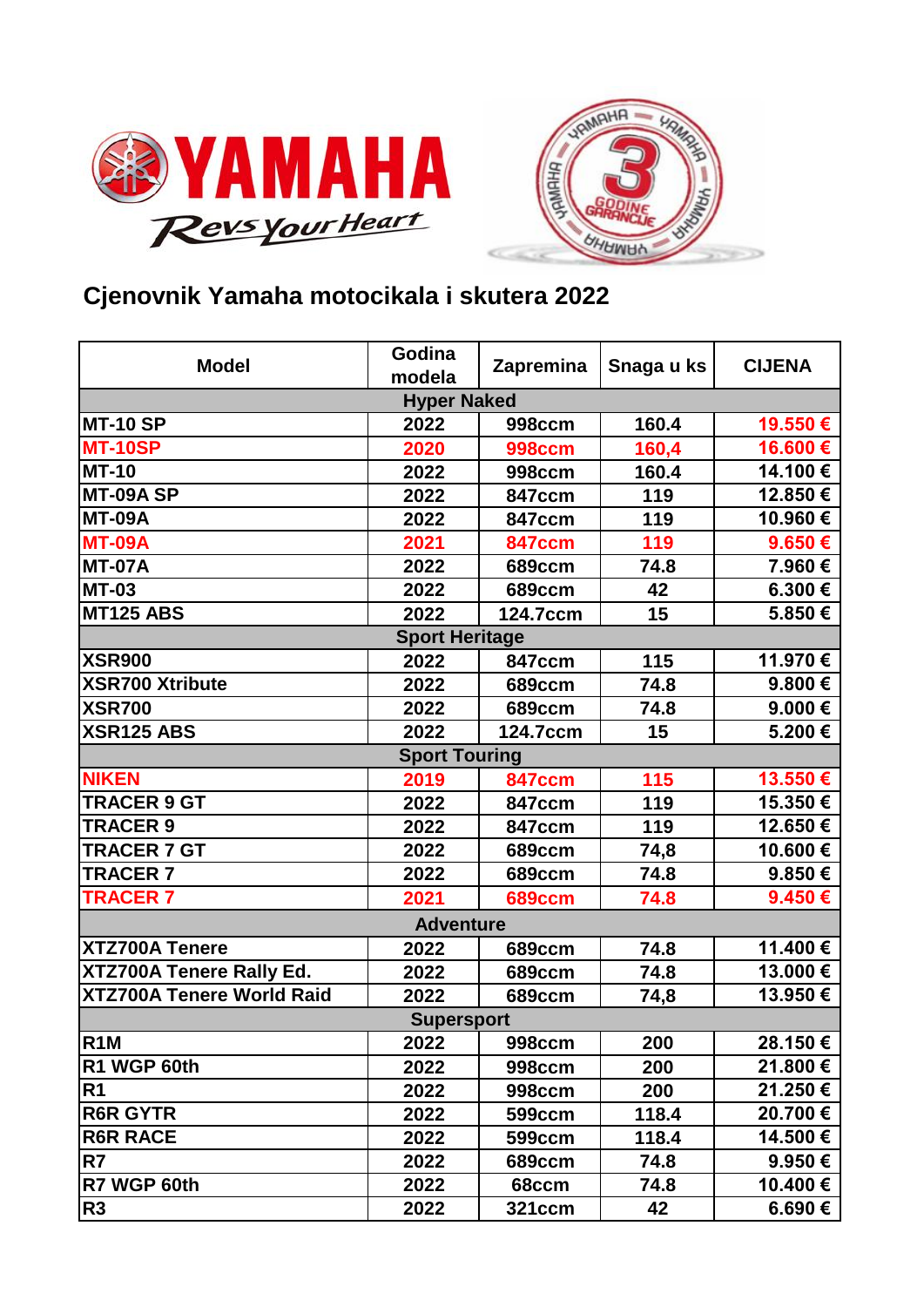# Cjenovnik Yamaha motocikala i skutera 2022

| Model | Godina modela | Zapremina | Snaga u ks | CIJENA |
|---|---|---|---|---|
| **Hyper Naked** | | | | |
| MT-10 SP | 2022 | 998ccm | 160.4 | 19.550 € |
| MT-10SP | 2020 | 998ccm | 160,4 | 16.600 € |
| MT-10 | 2022 | 998ccm | 160.4 | 14.100 € |
| MT-09A SP | 2022 | 847ccm | 119 | 12.850 € |
| MT-09A | 2022 | 847ccm | 119 | 10.960 € |
| MT-09A | 2021 | 847ccm | 119 | 9.650 € |
| MT-07A | 2022 | 689ccm | 74.8 | 7.960 € |
| MT-03 | 2022 | 689ccm | 42 | 6.300 € |
| MT125 ABS | 2022 | 124.7ccm | 15 | 5.850 € |
| **Sport Heritage** | | | | |
| XSR900 | 2022 | 847ccm | 115 | 11.970 € |
| XSR700 Xtribute | 2022 | 689ccm | 74.8 | 9.800 € |
| XSR700 | 2022 | 689ccm | 74.8 | 9.000 € |
| XSR125 ABS | 2022 | 124.7ccm | 15 | 5.200 € |
| **Sport Touring** | | | | |
| NIKEN | 2019 | 847ccm | 115 | 13.550 € |
| TRACER 9 GT | 2022 | 847ccm | 119 | 15.350 € |
| TRACER 9 | 2022 | 847ccm | 119 | 12.650 € |
| TRACER 7 GT | 2022 | 689ccm | 74,8 | 10.600 € |
| TRACER 7 | 2022 | 689ccm | 74.8 | 9.850 € |
| TRACER 7 | 2021 | 689ccm | 74.8 | 9.450 € |
| **Adventure** | | | | |
| XTZ700A Tenere | 2022 | 689ccm | 74.8 | 11.400 € |
| XTZ700A Tenere Rally Ed. | 2022 | 689ccm | 74.8 | 13.000 € |
| XTZ700A Tenere World Raid | 2022 | 689ccm | 74,8 | 13.950 € |
| **Supersport** | | | | |
| R1M | 2022 | 998ccm | 200 | 28.150 € |
| R1 WGP 60th | 2022 | 998ccm | 200 | 21.800 € |
| R1 | 2022 | 998ccm | 200 | 21.250 € |
| R6R GYTR | 2022 | 599ccm | 118.4 | 20.700 € |
| R6R RACE | 2022 | 599ccm | 118.4 | 14.500 € |
| R7 | 2022 | 689ccm | 74.8 | 9.950 € |
| R7 WGP 60th | 2022 | 68ccm | 74.8 | 10.400 € |
| R3 | 2022 | 321ccm | 42 | 6.690 € |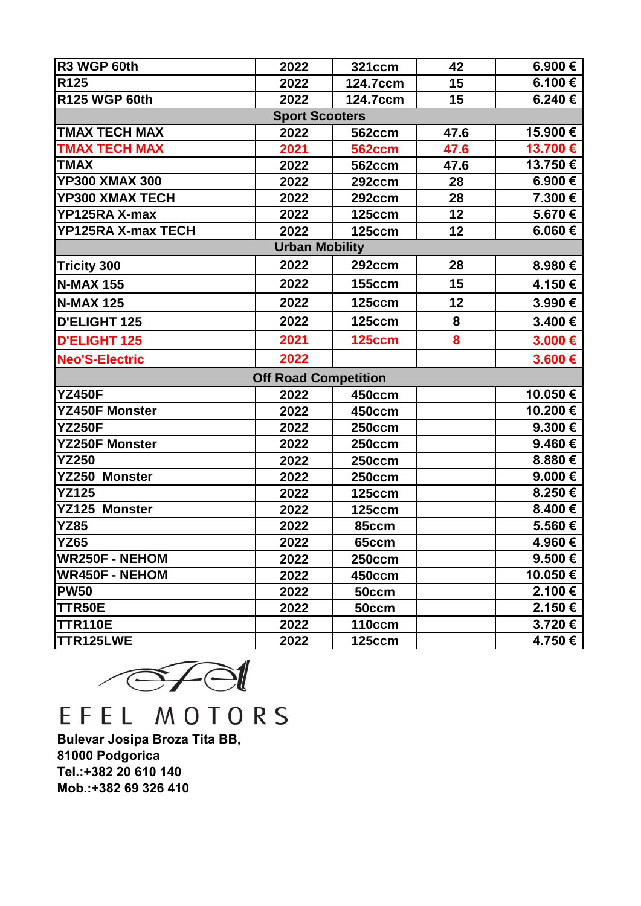| | | | | |
|---|---|---|---|---|
| R3 WGP 60th | 2022 | 321ccm | 42 | 6.900 € |
| R125 | 2022 | 124.7ccm | 15 | 6.100 € |
| R125 WGP 60th | 2022 | 124.7ccm | 15 | 6.240 € |
| **Sport Scooters** | | | | |
| TMAX TECH MAX | 2022 | 562ccm | 47.6 | 15.900 € |
| TMAX TECH MAX | 2021 | 562ccm | 47.6 | 13.700 € |
| TMAX | 2022 | 562ccm | 47.6 | 13.750 € |
| YP300 XMAX 300 | 2022 | 292ccm | 28 | 6.900 € |
| YP300 XMAX TECH | 2022 | 292ccm | 28 | 7.300 € |
| YP125RA X-max | 2022 | 125ccm | 12 | 5.670 € |
| YP125RA X-max TECH | 2022 | 125ccm | 12 | 6.060 € |
| **Urban Mobility** | | | | |
| Tricity 300 | 2022 | 292ccm | 28 | 8.980 € |
| N-MAX 155 | 2022 | 155ccm | 15 | 4.150 € |
| N-MAX 125 | 2022 | 125ccm | 12 | 3.990 € |
| D'ELIGHT 125 | 2022 | 125ccm | 8 | 3.400 € |
| D'ELIGHT 125 | 2021 | 125ccm | 8 | 3.000 € |
| Neo'S-Electric | 2022 | | | 3.600 € |
| **Off Road Competition** | | | | |
| YZ450F | 2022 | 450ccm | | 10.050 € |
| YZ450F Monster | 2022 | 450ccm | | 10.200 € |
| YZ250F | 2022 | 250ccm | | 9.300 € |
| YZ250F Monster | 2022 | 250ccm | | 9.460 € |
| YZ250 | 2022 | 250ccm | | 8.880 € |
| YZ250 Monster | 2022 | 250ccm | | 9.000 € |
| YZ125 | 2022 | 125ccm | | 8.250 € |
| YZ125 Monster | 2022 | 125ccm | | 8.400 € |
| YZ85 | 2022 | 85ccm | | 5.560 € |
| YZ65 | 2022 | 65ccm | | 4.960 € |
| WR250F - NEHOM | 2022 | 250ccm | | 9.500 € |
| WR450F - NEHOM | 2022 | 450ccm | | 10.050 € |
| PW50 | 2022 | 50ccm | | 2.100 € |
| TTR50E | 2022 | 50ccm | | 2.150 € |
| TTR110E | 2022 | 110ccm | | 3.720 € |
| TTR125LWE | 2022 | 125ccm | | 4.750 € |

EFEL MOTORS

**Bulevar Josipa Broza Tita BB,**
**81000 Podgorica**
**Tel.:+382 20 610 140**
**Mob.:+382 69 326 410**